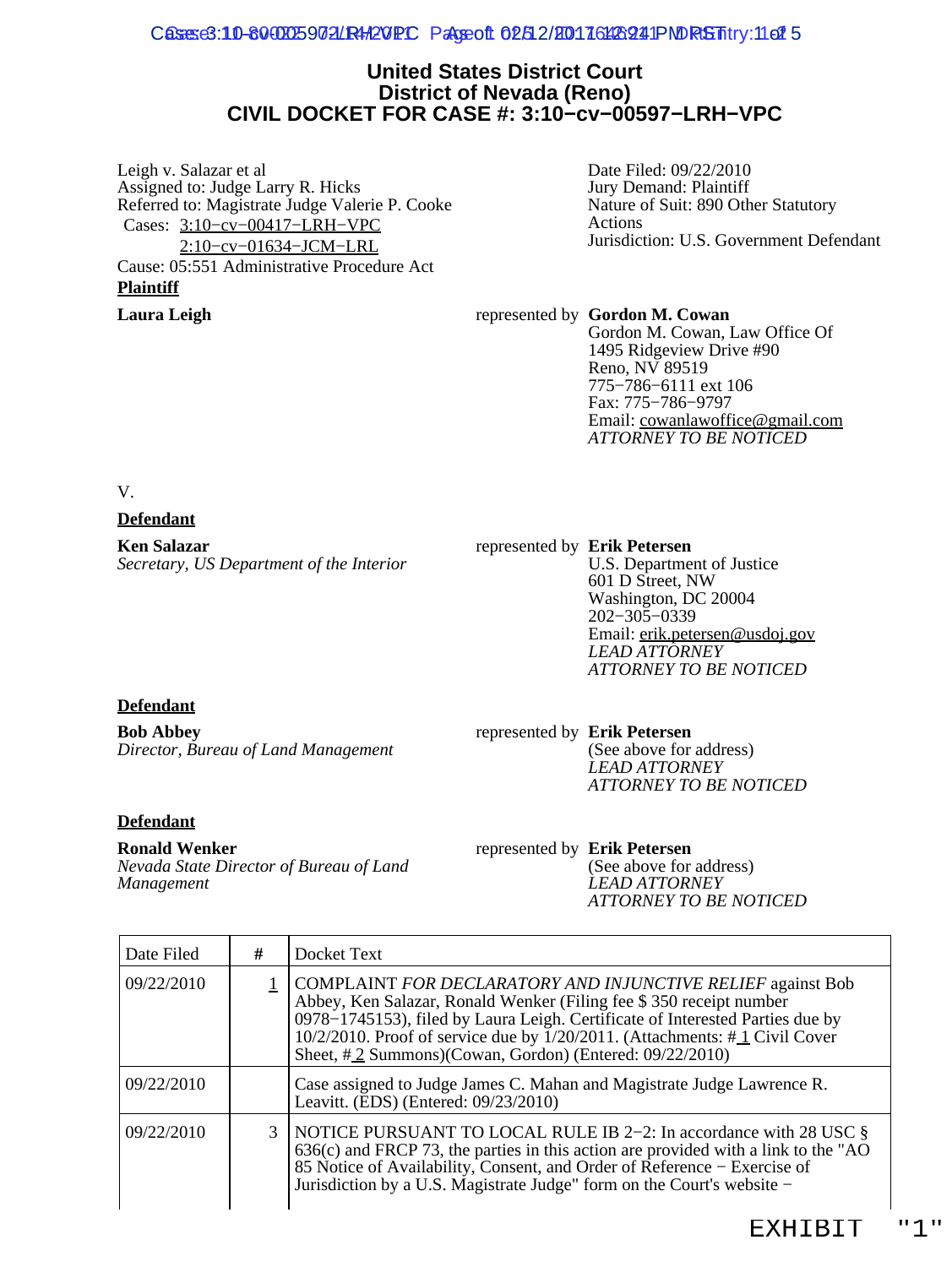# United States District Court
## District of Nevada (Reno)
## CIVIL DOCKET FOR CASE #: 3:10−cv−00597−LRH−VPC

Leigh v. Salazar et al
Assigned to: Judge Larry R. Hicks
Referred to: Magistrate Judge Valerie P. Cooke
Cases: 3:10−cv−00417−LRH−VPC
2:10−cv−01634−JCM−LRL
Cause: 05:551 Administrative Procedure Act

Date Filed: 09/22/2010
Jury Demand: Plaintiff
Nature of Suit: 890 Other Statutory Actions
Jurisdiction: U.S. Government Defendant

**Plaintiff**

**Laura Leigh**

represented by **Gordon M. Cowan**
Gordon M. Cowan, Law Office Of
1495 Ridgeview Drive #90
Reno, NV 89519
775−786−6111 ext 106
Fax: 775−786−9797
Email: cowanlawoffice@gmail.com
*ATTORNEY TO BE NOTICED*

V.

**Defendant**

**Ken Salazar**
*Secretary, US Department of the Interior*

represented by **Erik Petersen**
U.S. Department of Justice
601 D Street, NW
Washington, DC 20004
202−305−0339
Email: erik.petersen@usdoj.gov
*LEAD ATTORNEY*
*ATTORNEY TO BE NOTICED*

**Defendant**

**Bob Abbey**
*Director, Bureau of Land Management*

represented by **Erik Petersen**
(See above for address)
*LEAD ATTORNEY*
*ATTORNEY TO BE NOTICED*

**Defendant**

**Ronald Wenker**
*Nevada State Director of Bureau of Land Management*

represented by **Erik Petersen**
(See above for address)
*LEAD ATTORNEY*
*ATTORNEY TO BE NOTICED*

| Date Filed | # | Docket Text |
|---|---|---|
| 09/22/2010 | 1 | COMPLAINT *FOR DECLARATORY AND INJUNCTIVE RELIEF* against Bob Abbey, Ken Salazar, Ronald Wenker (Filing fee $ 350 receipt number 0978−1745153), filed by Laura Leigh. Certificate of Interested Parties due by 10/2/2010. Proof of service due by 1/20/2011. (Attachments: # 1 Civil Cover Sheet, # 2 Summons)(Cowan, Gordon) (Entered: 09/22/2010) |
| 09/22/2010 | | Case assigned to Judge James C. Mahan and Magistrate Judge Lawrence R. Leavitt. (EDS) (Entered: 09/23/2010) |
| 09/22/2010 | 3 | NOTICE PURSUANT TO LOCAL RULE IB 2−2: In accordance with 28 USC § 636(c) and FRCP 73, the parties in this action are provided with a link to the "AO 85 Notice of Availability, Consent, and Order of Reference − Exercise of Jurisdiction by a U.S. Magistrate Judge" form on the Court's website − |

EXHIBIT "1"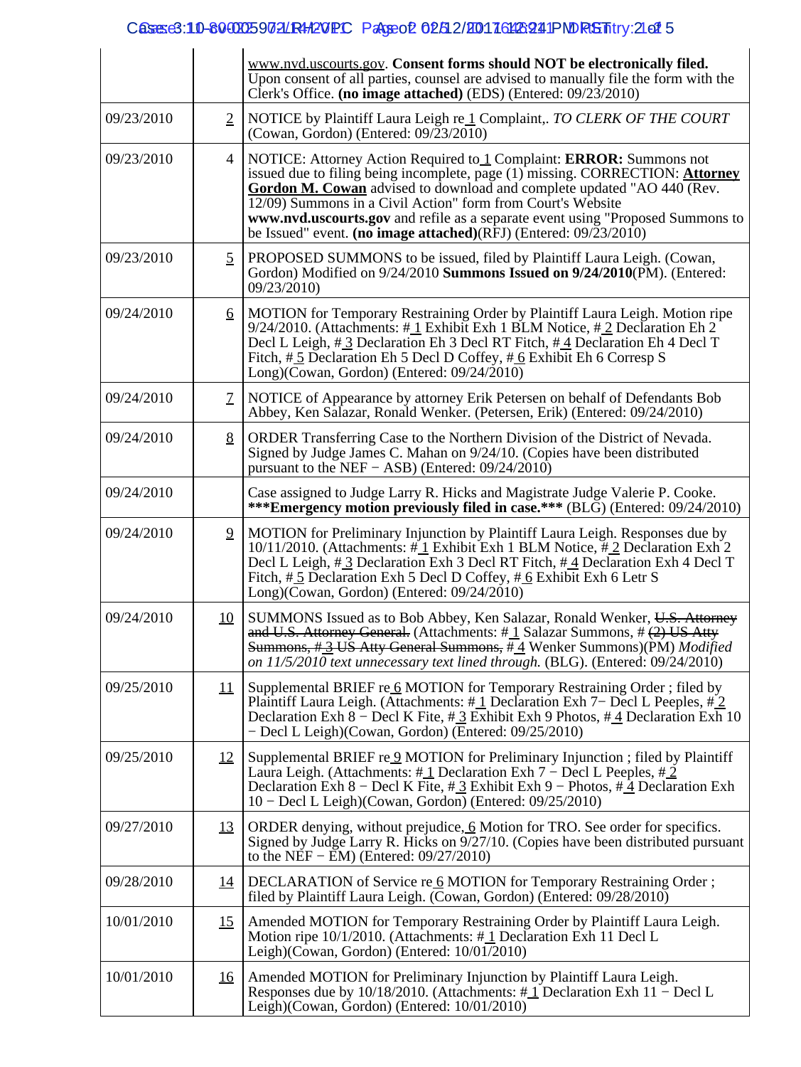| | | |
|---|---|---|
| | | www.nvd.uscourts.gov. **Consent forms should NOT be electronically filed.** Upon consent of all parties, counsel are advised to manually file the form with the Clerk's Office. **(no image attached)** (EDS) (Entered: 09/23/2010) |
| 09/23/2010 | 2 | NOTICE by Plaintiff Laura Leigh re 1 Complaint,. *TO CLERK OF THE COURT* (Cowan, Gordon) (Entered: 09/23/2010) |
| 09/23/2010 | 4 | NOTICE: Attorney Action Required to 1 Complaint: **ERROR:** Summons not issued due to filing being incomplete, page (1) missing. CORRECTION: **Attorney Gordon M. Cowan** advised to download and complete updated "AO 440 (Rev. 12/09) Summons in a Civil Action" form from Court's Website **www.nvd.uscourts.gov** and refile as a separate event using "Proposed Summons to be Issued" event. **(no image attached)**(RFJ) (Entered: 09/23/2010) |
| 09/23/2010 | 5 | PROPOSED SUMMONS to be issued, filed by Plaintiff Laura Leigh. (Cowan, Gordon) Modified on 9/24/2010 **Summons Issued on 9/24/2010**(PM). (Entered: 09/23/2010) |
| 09/24/2010 | 6 | MOTION for Temporary Restraining Order by Plaintiff Laura Leigh. Motion ripe 9/24/2010. (Attachments: # 1 Exhibit Exh 1 BLM Notice, # 2 Declaration Eh 2 Decl L Leigh, # 3 Declaration Eh 3 Decl RT Fitch, # 4 Declaration Eh 4 Decl T Fitch, # 5 Declaration Eh 5 Decl D Coffey, # 6 Exhibit Eh 6 Corresp S Long)(Cowan, Gordon) (Entered: 09/24/2010) |
| 09/24/2010 | 7 | NOTICE of Appearance by attorney Erik Petersen on behalf of Defendants Bob Abbey, Ken Salazar, Ronald Wenker. (Petersen, Erik) (Entered: 09/24/2010) |
| 09/24/2010 | 8 | ORDER Transferring Case to the Northern Division of the District of Nevada. Signed by Judge James C. Mahan on 9/24/10. (Copies have been distributed pursuant to the NEF − ASB) (Entered: 09/24/2010) |
| 09/24/2010 | | Case assigned to Judge Larry R. Hicks and Magistrate Judge Valerie P. Cooke. **\*\*\*Emergency motion previously filed in case.\*\*\*** (BLG) (Entered: 09/24/2010) |
| 09/24/2010 | 9 | MOTION for Preliminary Injunction by Plaintiff Laura Leigh. Responses due by 10/11/2010. (Attachments: # 1 Exhibit Exh 1 BLM Notice, # 2 Declaration Exh 2 Decl L Leigh, # 3 Declaration Exh 3 Decl RT Fitch, # 4 Declaration Exh 4 Decl T Fitch, # 5 Declaration Exh 5 Decl D Coffey, # 6 Exhibit Exh 6 Letr S Long)(Cowan, Gordon) (Entered: 09/24/2010) |
| 09/24/2010 | 10 | SUMMONS Issued as to Bob Abbey, Ken Salazar, Ronald Wenker, ~~U.S. Attorney and U.S. Attorney General.~~ (Attachments: # 1 Salazar Summons, # ~~(2) US Atty Summons, # 3 US Atty General Summons,~~ # 4 Wenker Summons)(PM) *Modified on 11/5/2010 text unnecessary text lined through.* (BLG). (Entered: 09/24/2010) |
| 09/25/2010 | 11 | Supplemental BRIEF re 6 MOTION for Temporary Restraining Order ; filed by Plaintiff Laura Leigh. (Attachments: # 1 Declaration Exh 7− Decl L Peeples, # 2 Declaration Exh 8 − Decl K Fite, # 3 Exhibit Exh 9 Photos, # 4 Declaration Exh 10 − Decl L Leigh)(Cowan, Gordon) (Entered: 09/25/2010) |
| 09/25/2010 | 12 | Supplemental BRIEF re 9 MOTION for Preliminary Injunction ; filed by Plaintiff Laura Leigh. (Attachments: # 1 Declaration Exh 7 − Decl L Peeples, # 2 Declaration Exh 8 − Decl K Fite, # 3 Exhibit Exh 9 − Photos, # 4 Declaration Exh 10 − Decl L Leigh)(Cowan, Gordon) (Entered: 09/25/2010) |
| 09/27/2010 | 13 | ORDER denying, without prejudice, 6 Motion for TRO. See order for specifics. Signed by Judge Larry R. Hicks on 9/27/10. (Copies have been distributed pursuant to the NEF − EM) (Entered: 09/27/2010) |
| 09/28/2010 | 14 | DECLARATION of Service re 6 MOTION for Temporary Restraining Order ; filed by Plaintiff Laura Leigh. (Cowan, Gordon) (Entered: 09/28/2010) |
| 10/01/2010 | 15 | Amended MOTION for Temporary Restraining Order by Plaintiff Laura Leigh. Motion ripe 10/1/2010. (Attachments: # 1 Declaration Exh 11 Decl L Leigh)(Cowan, Gordon) (Entered: 10/01/2010) |
| 10/01/2010 | 16 | Amended MOTION for Preliminary Injunction by Plaintiff Laura Leigh. Responses due by 10/18/2010. (Attachments: # 1 Declaration Exh 11 − Decl L Leigh)(Cowan, Gordon) (Entered: 10/01/2010) |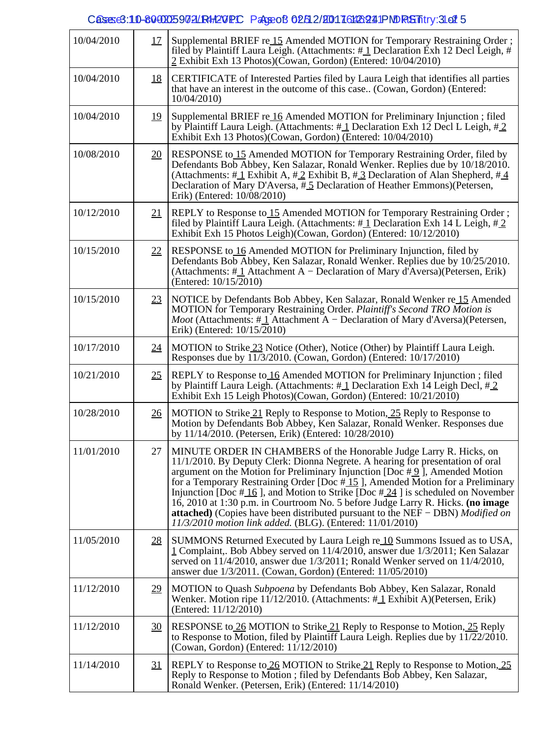| 10/04/2010 | 17 | Supplemental BRIEF re 15 Amended MOTION for Temporary Restraining Order ; filed by Plaintiff Laura Leigh. (Attachments: # 1 Declaration Exh 12 Decl Leigh, # 2 Exhibit Exh 13 Photos)(Cowan, Gordon) (Entered: 10/04/2010) |
|---|---|---|
| 10/04/2010 | 18 | CERTIFICATE of Interested Parties filed by Laura Leigh that identifies all parties that have an interest in the outcome of this case.. (Cowan, Gordon) (Entered: 10/04/2010) |
| 10/04/2010 | 19 | Supplemental BRIEF re 16 Amended MOTION for Preliminary Injunction ; filed by Plaintiff Laura Leigh. (Attachments: # 1 Declaration Exh 12 Decl L Leigh, # 2 Exhibit Exh 13 Photos)(Cowan, Gordon) (Entered: 10/04/2010) |
| 10/08/2010 | 20 | RESPONSE to 15 Amended MOTION for Temporary Restraining Order, filed by Defendants Bob Abbey, Ken Salazar, Ronald Wenker. Replies due by 10/18/2010. (Attachments: # 1 Exhibit A, # 2 Exhibit B, # 3 Declaration of Alan Shepherd, # 4 Declaration of Mary D'Aversa, # 5 Declaration of Heather Emmons)(Petersen, Erik) (Entered: 10/08/2010) |
| 10/12/2010 | 21 | REPLY to Response to 15 Amended MOTION for Temporary Restraining Order ; filed by Plaintiff Laura Leigh. (Attachments: # 1 Declaration Exh 14 L Leigh, # 2 Exhibit Exh 15 Photos Leigh)(Cowan, Gordon) (Entered: 10/12/2010) |
| 10/15/2010 | 22 | RESPONSE to 16 Amended MOTION for Preliminary Injunction, filed by Defendants Bob Abbey, Ken Salazar, Ronald Wenker. Replies due by 10/25/2010. (Attachments: # 1 Attachment A − Declaration of Mary d'Aversa)(Petersen, Erik) (Entered: 10/15/2010) |
| 10/15/2010 | 23 | NOTICE by Defendants Bob Abbey, Ken Salazar, Ronald Wenker re 15 Amended MOTION for Temporary Restraining Order. *Plaintiff's Second TRO Motion is Moot* (Attachments: # 1 Attachment A − Declaration of Mary d'Aversa)(Petersen, Erik) (Entered: 10/15/2010) |
| 10/17/2010 | 24 | MOTION to Strike 23 Notice (Other), Notice (Other) by Plaintiff Laura Leigh. Responses due by 11/3/2010. (Cowan, Gordon) (Entered: 10/17/2010) |
| 10/21/2010 | 25 | REPLY to Response to 16 Amended MOTION for Preliminary Injunction ; filed by Plaintiff Laura Leigh. (Attachments: # 1 Declaration Exh 14 Leigh Decl, # 2 Exhibit Exh 15 Leigh Photos)(Cowan, Gordon) (Entered: 10/21/2010) |
| 10/28/2010 | 26 | MOTION to Strike 21 Reply to Response to Motion, 25 Reply to Response to Motion by Defendants Bob Abbey, Ken Salazar, Ronald Wenker. Responses due by 11/14/2010. (Petersen, Erik) (Entered: 10/28/2010) |
| 11/01/2010 | 27 | MINUTE ORDER IN CHAMBERS of the Honorable Judge Larry R. Hicks, on 11/1/2010. By Deputy Clerk: Dionna Negrete. A hearing for presentation of oral argument on the Motion for Preliminary Injunction [Doc # 9 ], Amended Motion for a Temporary Restraining Order [Doc # 15 ], Amended Motion for a Preliminary Injunction [Doc # 16 ], and Motion to Strike [Doc # 24 ] is scheduled on November 16, 2010 at 1:30 p.m. in Courtroom No. 5 before Judge Larry R. Hicks. **(no image attached)** (Copies have been distributed pursuant to the NEF − DBN) *Modified on 11/3/2010 motion link added.* (BLG). (Entered: 11/01/2010) |
| 11/05/2010 | 28 | SUMMONS Returned Executed by Laura Leigh re 10 Summons Issued as to USA, 1 Complaint,. Bob Abbey served on 11/4/2010, answer due 1/3/2011; Ken Salazar served on 11/4/2010, answer due 1/3/2011; Ronald Wenker served on 11/4/2010, answer due 1/3/2011. (Cowan, Gordon) (Entered: 11/05/2010) |
| 11/12/2010 | 29 | MOTION to Quash *Subpoena* by Defendants Bob Abbey, Ken Salazar, Ronald Wenker. Motion ripe 11/12/2010. (Attachments: # 1 Exhibit A)(Petersen, Erik) (Entered: 11/12/2010) |
| 11/12/2010 | 30 | RESPONSE to 26 MOTION to Strike 21 Reply to Response to Motion, 25 Reply to Response to Motion, filed by Plaintiff Laura Leigh. Replies due by 11/22/2010. (Cowan, Gordon) (Entered: 11/12/2010) |
| 11/14/2010 | 31 | REPLY to Response to 26 MOTION to Strike 21 Reply to Response to Motion, 25 Reply to Response to Motion ; filed by Defendants Bob Abbey, Ken Salazar, Ronald Wenker. (Petersen, Erik) (Entered: 11/14/2010) |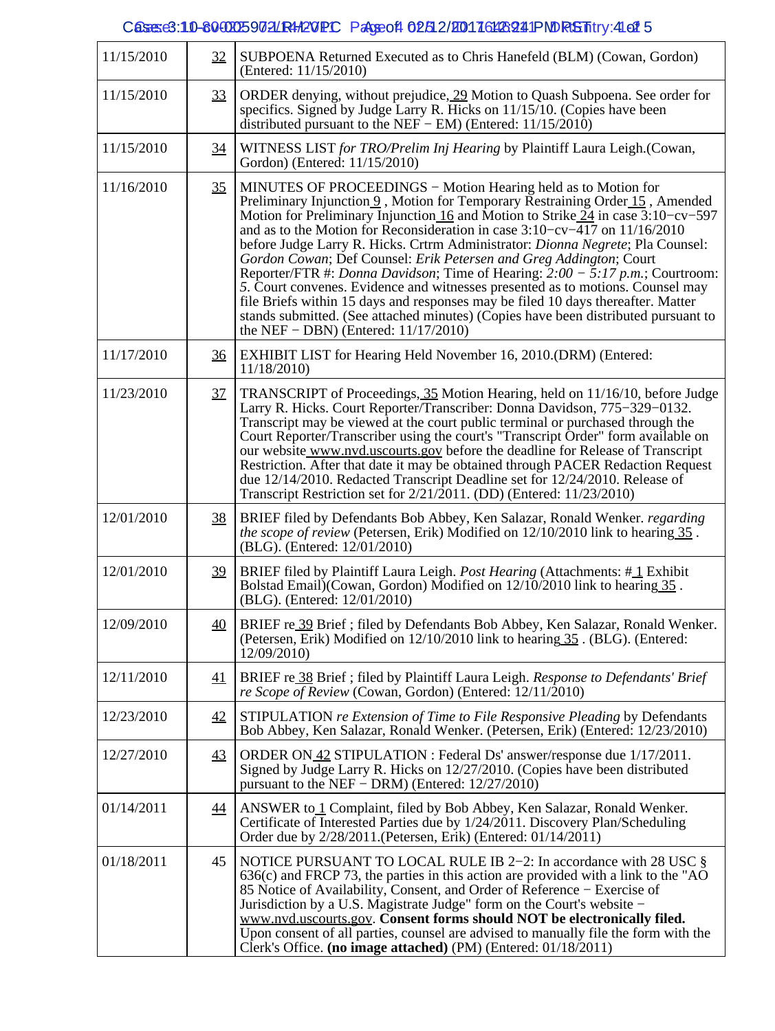| | | |
|---|---|---|
| 11/15/2010 | 32 | SUBPOENA Returned Executed as to Chris Hanefeld (BLM) (Cowan, Gordon) (Entered: 11/15/2010) |
| 11/15/2010 | 33 | ORDER denying, without prejudice, 29 Motion to Quash Subpoena. See order for specifics. Signed by Judge Larry R. Hicks on 11/15/10. (Copies have been distributed pursuant to the NEF − EM) (Entered: 11/15/2010) |
| 11/15/2010 | 34 | WITNESS LIST *for TRO/Prelim Inj Hearing* by Plaintiff Laura Leigh.(Cowan, Gordon) (Entered: 11/15/2010) |
| 11/16/2010 | 35 | MINUTES OF PROCEEDINGS − Motion Hearing held as to Motion for Preliminary Injunction 9 , Motion for Temporary Restraining Order 15 , Amended Motion for Preliminary Injunction 16 and Motion to Strike 24 in case 3:10−cv−597 and as to the Motion for Reconsideration in case 3:10−cv−417 on 11/16/2010 before Judge Larry R. Hicks. Crtrm Administrator: *Dionna Negrete*; Pla Counsel: *Gordon Cowan*; Def Counsel: *Erik Petersen and Greg Addington*; Court Reporter/FTR #: *Donna Davidson*; Time of Hearing: *2:00 − 5:17 p.m.*; Courtroom: *5*. Court convenes. Evidence and witnesses presented as to motions. Counsel may file Briefs within 15 days and responses may be filed 10 days thereafter. Matter stands submitted. (See attached minutes) (Copies have been distributed pursuant to the NEF − DBN) (Entered: 11/17/2010) |
| 11/17/2010 | 36 | EXHIBIT LIST for Hearing Held November 16, 2010.(DRM) (Entered: 11/18/2010) |
| 11/23/2010 | 37 | TRANSCRIPT of Proceedings, 35 Motion Hearing, held on 11/16/10, before Judge Larry R. Hicks. Court Reporter/Transcriber: Donna Davidson, 775−329−0132. Transcript may be viewed at the court public terminal or purchased through the Court Reporter/Transcriber using the court's "Transcript Order" form available on our website www.nvd.uscourts.gov before the deadline for Release of Transcript Restriction. After that date it may be obtained through PACER Redaction Request due 12/14/2010. Redacted Transcript Deadline set for 12/24/2010. Release of Transcript Restriction set for 2/21/2011. (DD) (Entered: 11/23/2010) |
| 12/01/2010 | 38 | BRIEF filed by Defendants Bob Abbey, Ken Salazar, Ronald Wenker. *regarding the scope of review* (Petersen, Erik) Modified on 12/10/2010 link to hearing 35 . (BLG). (Entered: 12/01/2010) |
| 12/01/2010 | 39 | BRIEF filed by Plaintiff Laura Leigh. *Post Hearing* (Attachments: # 1 Exhibit Bolstad Email)(Cowan, Gordon) Modified on 12/10/2010 link to hearing 35 . (BLG). (Entered: 12/01/2010) |
| 12/09/2010 | 40 | BRIEF re 39 Brief ; filed by Defendants Bob Abbey, Ken Salazar, Ronald Wenker. (Petersen, Erik) Modified on 12/10/2010 link to hearing 35 . (BLG). (Entered: 12/09/2010) |
| 12/11/2010 | 41 | BRIEF re 38 Brief ; filed by Plaintiff Laura Leigh. *Response to Defendants' Brief re Scope of Review* (Cowan, Gordon) (Entered: 12/11/2010) |
| 12/23/2010 | 42 | STIPULATION *re Extension of Time to File Responsive Pleading* by Defendants Bob Abbey, Ken Salazar, Ronald Wenker. (Petersen, Erik) (Entered: 12/23/2010) |
| 12/27/2010 | 43 | ORDER ON 42 STIPULATION : Federal Ds' answer/response due 1/17/2011. Signed by Judge Larry R. Hicks on 12/27/2010. (Copies have been distributed pursuant to the NEF − DRM) (Entered: 12/27/2010) |
| 01/14/2011 | 44 | ANSWER to 1 Complaint, filed by Bob Abbey, Ken Salazar, Ronald Wenker. Certificate of Interested Parties due by 1/24/2011. Discovery Plan/Scheduling Order due by 2/28/2011.(Petersen, Erik) (Entered: 01/14/2011) |
| 01/18/2011 | 45 | NOTICE PURSUANT TO LOCAL RULE IB 2−2: In accordance with 28 USC § 636(c) and FRCP 73, the parties in this action are provided with a link to the "AO 85 Notice of Availability, Consent, and Order of Reference − Exercise of Jurisdiction by a U.S. Magistrate Judge" form on the Court's website − www.nvd.uscourts.gov. **Consent forms should NOT be electronically filed.** Upon consent of all parties, counsel are advised to manually file the form with the Clerk's Office. **(no image attached)** (PM) (Entered: 01/18/2011) |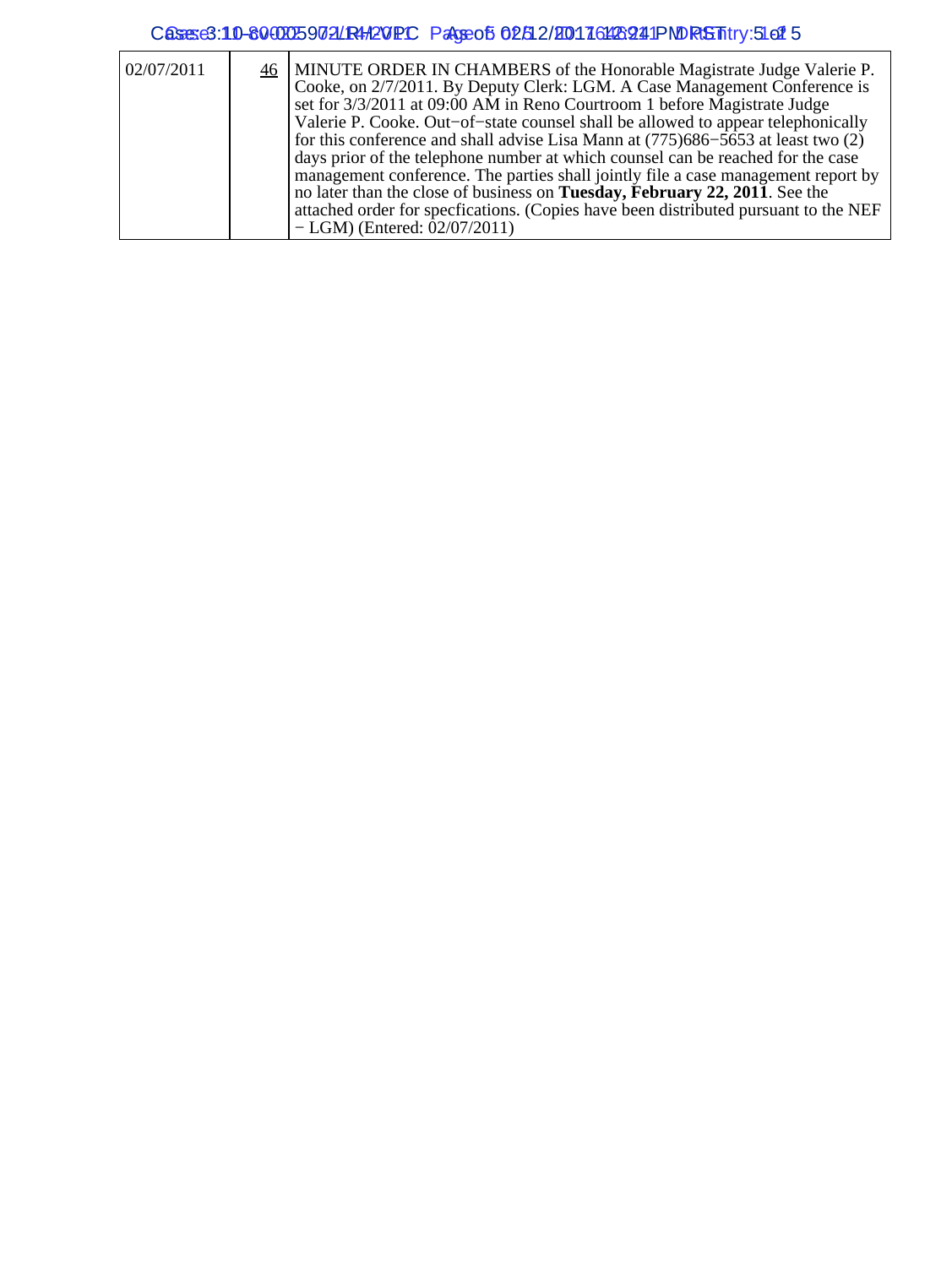| | | |
|---|---|---|
| 02/07/2011 | 46 | MINUTE ORDER IN CHAMBERS of the Honorable Magistrate Judge Valerie P. Cooke, on 2/7/2011. By Deputy Clerk: LGM. A Case Management Conference is set for 3/3/2011 at 09:00 AM in Reno Courtroom 1 before Magistrate Judge Valerie P. Cooke. Out−of−state counsel shall be allowed to appear telephonically for this conference and shall advise Lisa Mann at (775)686−5653 at least two (2) days prior of the telephone number at which counsel can be reached for the case management conference. The parties shall jointly file a case management report by no later than the close of business on **Tuesday, February 22, 2011**. See the attached order for specfications. (Copies have been distributed pursuant to the NEF − LGM) (Entered: 02/07/2011) |